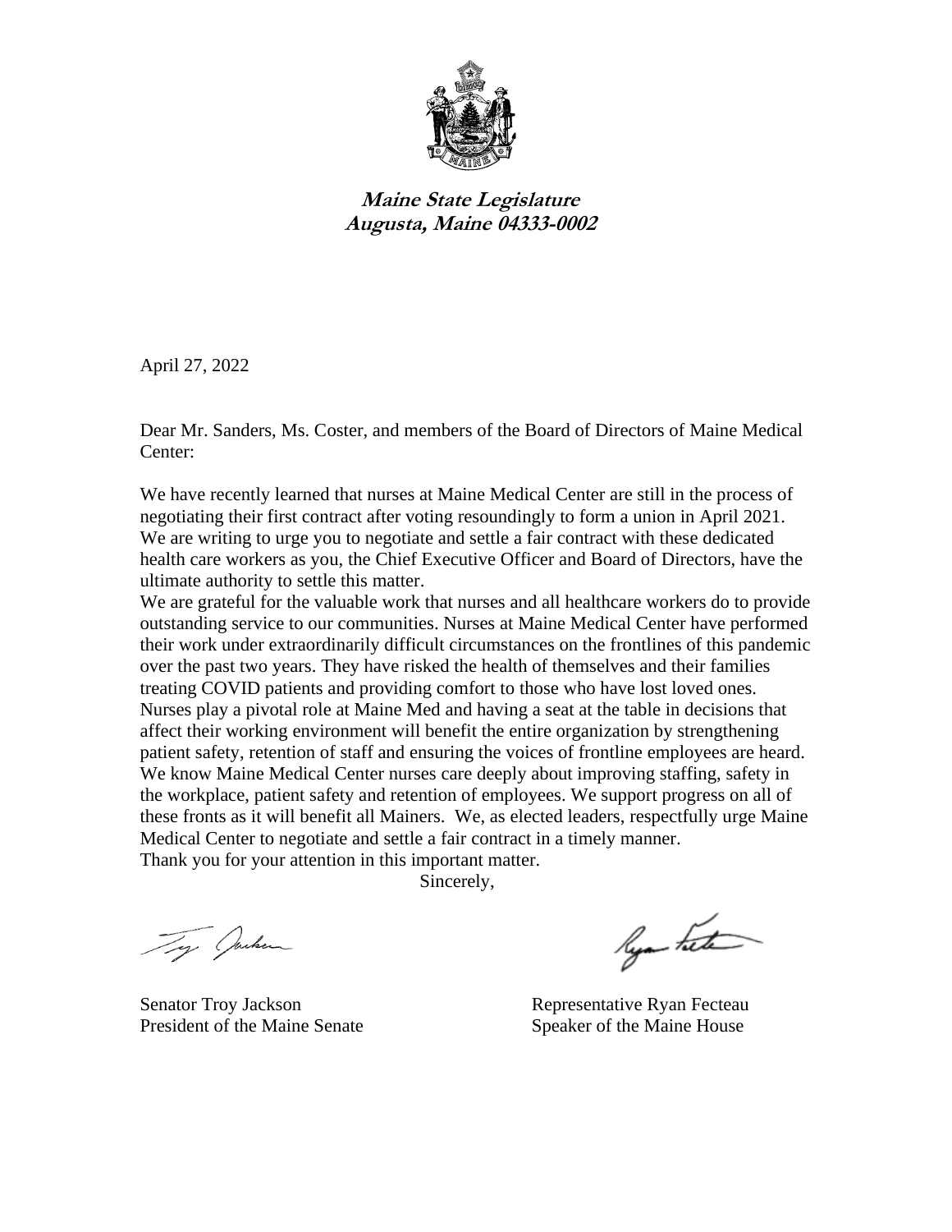**Maine State Legislature**
**Augusta, Maine 04333-0002**

April 27, 2022

Dear Mr. Sanders, Ms. Coster, and members of the Board of Directors of Maine Medical Center:

We have recently learned that nurses at Maine Medical Center are still in the process of negotiating their first contract after voting resoundingly to form a union in April 2021. We are writing to urge you to negotiate and settle a fair contract with these dedicated health care workers as you, the Chief Executive Officer and Board of Directors, have the ultimate authority to settle this matter.

We are grateful for the valuable work that nurses and all healthcare workers do to provide outstanding service to our communities. Nurses at Maine Medical Center have performed their work under extraordinarily difficult circumstances on the frontlines of this pandemic over the past two years. They have risked the health of themselves and their families treating COVID patients and providing comfort to those who have lost loved ones. Nurses play a pivotal role at Maine Med and having a seat at the table in decisions that affect their working environment will benefit the entire organization by strengthening patient safety, retention of staff and ensuring the voices of frontline employees are heard. We know Maine Medical Center nurses care deeply about improving staffing, safety in the workplace, patient safety and retention of employees. We support progress on all of these fronts as it will benefit all Mainers. We, as elected leaders, respectfully urge Maine Medical Center to negotiate and settle a fair contract in a timely manner.

Thank you for your attention in this important matter.

Sincerely,

Senator Troy Jackson
President of the Maine Senate

Representative Ryan Fecteau
Speaker of the Maine House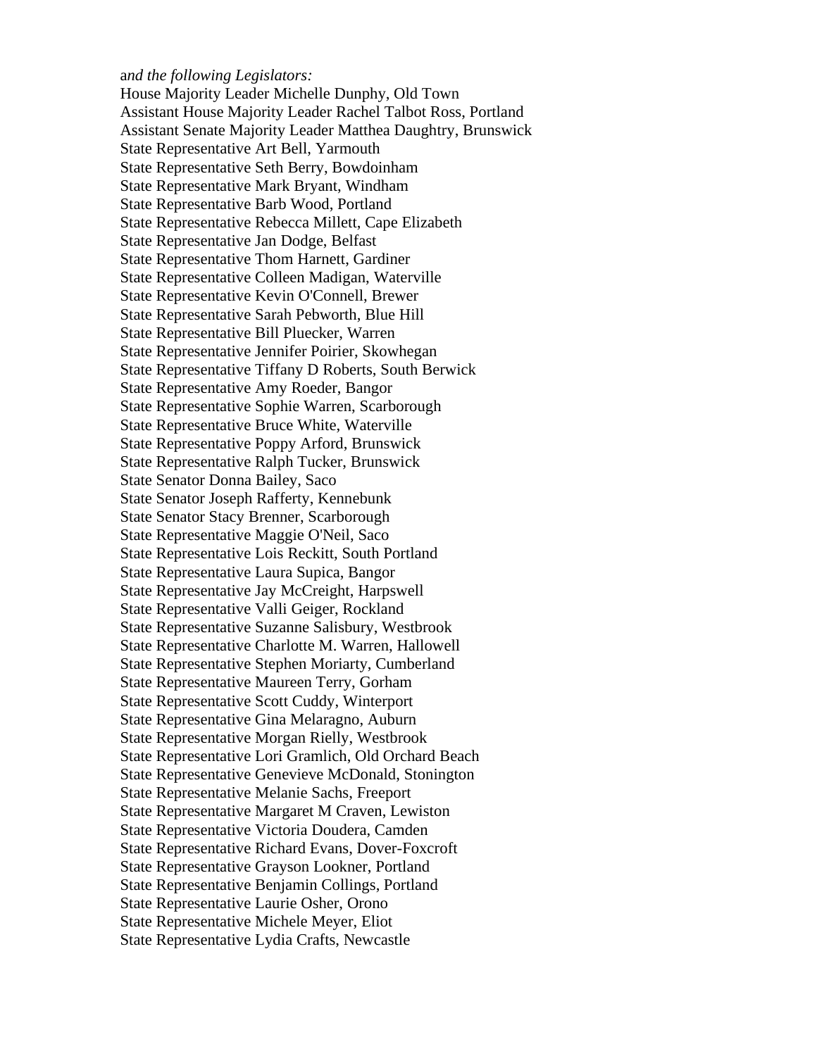a*nd the following Legislators:*

House Majority Leader Michelle Dunphy, Old Town
Assistant House Majority Leader Rachel Talbot Ross, Portland
Assistant Senate Majority Leader Matthea Daughtry, Brunswick
State Representative Art Bell, Yarmouth
State Representative Seth Berry, Bowdoinham
State Representative Mark Bryant, Windham
State Representative Barb Wood, Portland
State Representative Rebecca Millett, Cape Elizabeth
State Representative Jan Dodge, Belfast
State Representative Thom Harnett, Gardiner
State Representative Colleen Madigan, Waterville
State Representative Kevin O'Connell, Brewer
State Representative Sarah Pebworth, Blue Hill
State Representative Bill Pluecker, Warren
State Representative Jennifer Poirier, Skowhegan
State Representative Tiffany D Roberts, South Berwick
State Representative Amy Roeder, Bangor
State Representative Sophie Warren, Scarborough
State Representative Bruce White, Waterville
State Representative Poppy Arford, Brunswick
State Representative Ralph Tucker, Brunswick
State Senator Donna Bailey, Saco
State Senator Joseph Rafferty, Kennebunk
State Senator Stacy Brenner, Scarborough
State Representative Maggie O'Neil, Saco
State Representative Lois Reckitt, South Portland
State Representative Laura Supica, Bangor
State Representative Jay McCreight, Harpswell
State Representative Valli Geiger, Rockland
State Representative Suzanne Salisbury, Westbrook
State Representative Charlotte M. Warren, Hallowell
State Representative Stephen Moriarty, Cumberland
State Representative Maureen Terry, Gorham
State Representative Scott Cuddy, Winterport
State Representative Gina Melaragno, Auburn
State Representative Morgan Rielly, Westbrook
State Representative Lori Gramlich, Old Orchard Beach
State Representative Genevieve McDonald, Stonington
State Representative Melanie Sachs, Freeport
State Representative Margaret M Craven, Lewiston
State Representative Victoria Doudera, Camden
State Representative Richard Evans, Dover-Foxcroft
State Representative Grayson Lookner, Portland
State Representative Benjamin Collings, Portland
State Representative Laurie Osher, Orono
State Representative Michele Meyer, Eliot
State Representative Lydia Crafts, Newcastle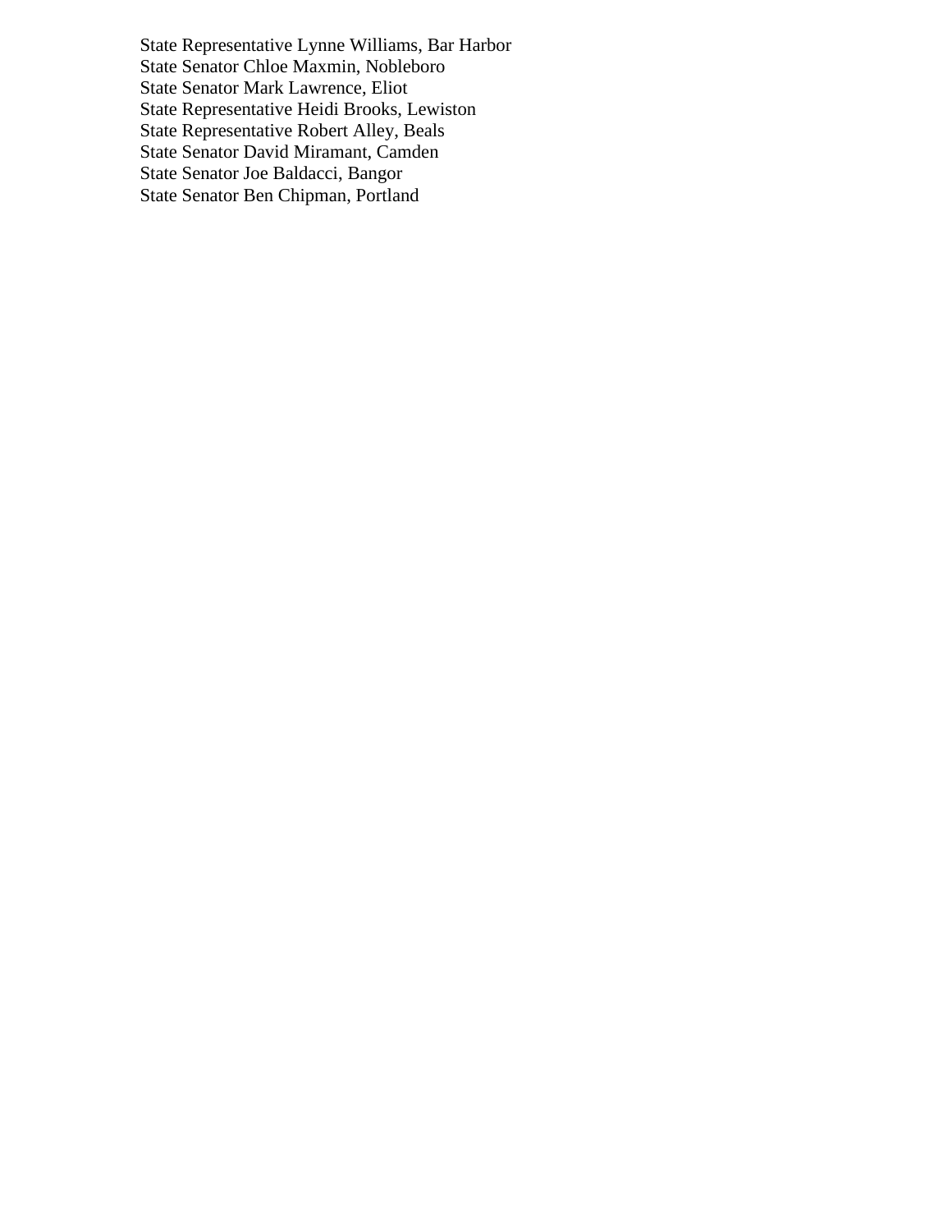State Representative Lynne Williams, Bar Harbor
State Senator Chloe Maxmin, Nobleboro
State Senator Mark Lawrence, Eliot
State Representative Heidi Brooks, Lewiston
State Representative Robert Alley, Beals
State Senator David Miramant, Camden
State Senator Joe Baldacci, Bangor
State Senator Ben Chipman, Portland